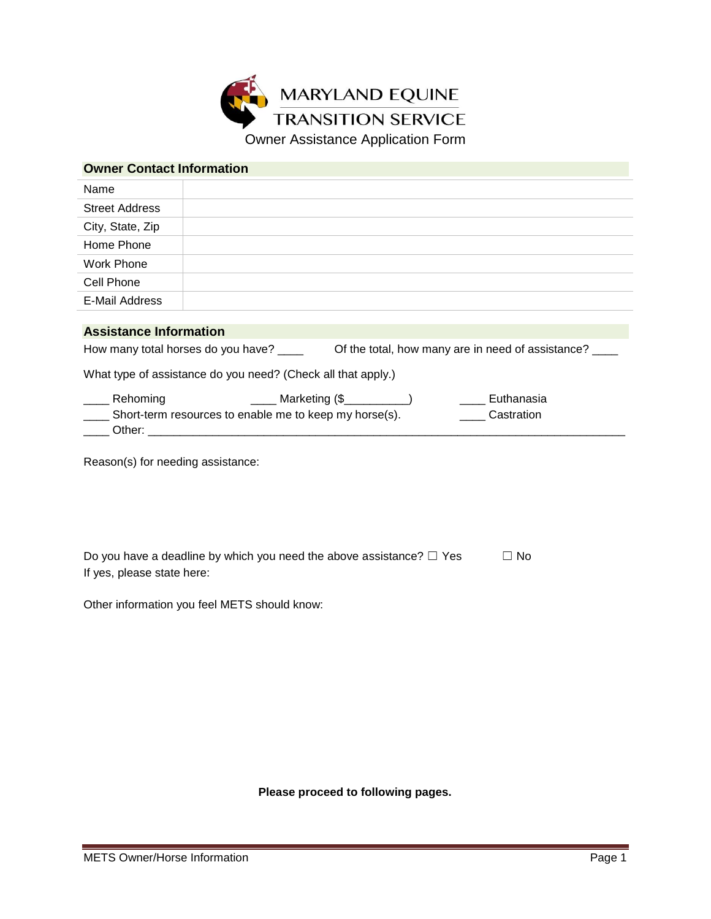# MARYLAND EQUINE TRANSITION SERVICE

Owner Assistance Application Form

## Owner Contact Information

| | |
|---|---|
| Name | |
| Street Address | |
| City, State, Zip | |
| Home Phone | |
| Work Phone | |
| Cell Phone | |
| E-Mail Address | |

## Assistance Information

How many total horses do you have? ____ Of the total, how many are in need of assistance? ____

What type of assistance do you need? (Check all that apply.)

____ Rehoming ____ Marketing ($__________) ____ Euthanasia
____ Short-term resources to enable me to keep my horse(s). ____ Castration
____ Other: ____________________________________________________________________________

Reason(s) for needing assistance:

Do you have a deadline by which you need the above assistance? ☐ Yes ☐ No
If yes, please state here:

Other information you feel METS should know:

**Please proceed to following pages.**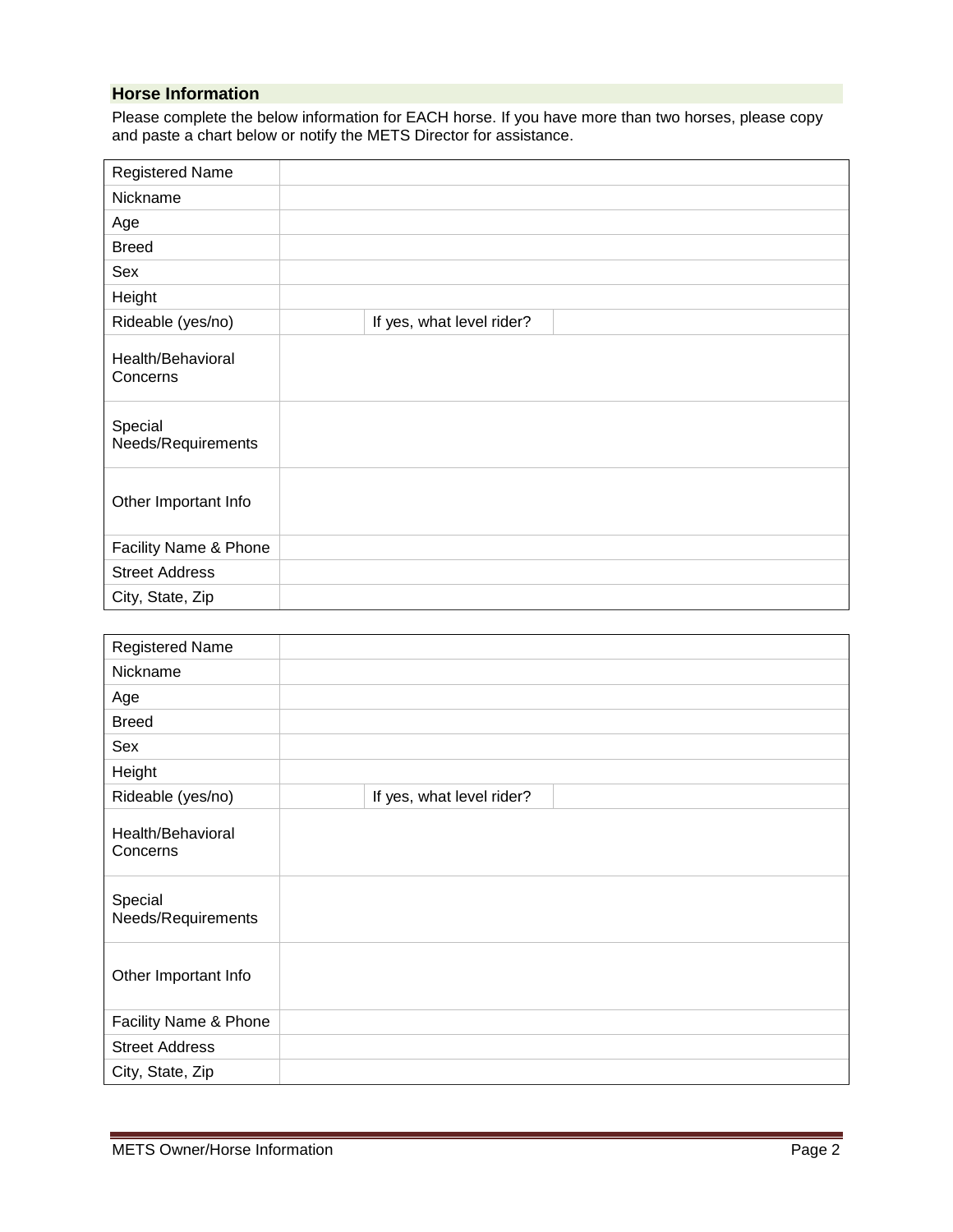## Horse Information

Please complete the below information for EACH horse. If you have more than two horses, please copy and paste a chart below or notify the METS Director for assistance.

| Registered Name | | | |
|---|---|---|---|
| Nickname | | | |
| Age | | | |
| Breed | | | |
| Sex | | | |
| Height | | | |
| Rideable (yes/no) | | If yes, what level rider? | |
| Health/Behavioral Concerns | | | |
| Special Needs/Requirements | | | |
| Other Important Info | | | |
| Facility Name & Phone | | | |
| Street Address | | | |
| City, State, Zip | | | |

| Registered Name | | | |
|---|---|---|---|
| Nickname | | | |
| Age | | | |
| Breed | | | |
| Sex | | | |
| Height | | | |
| Rideable (yes/no) | | If yes, what level rider? | |
| Health/Behavioral Concerns | | | |
| Special Needs/Requirements | | | |
| Other Important Info | | | |
| Facility Name & Phone | | | |
| Street Address | | | |
| City, State, Zip | | | |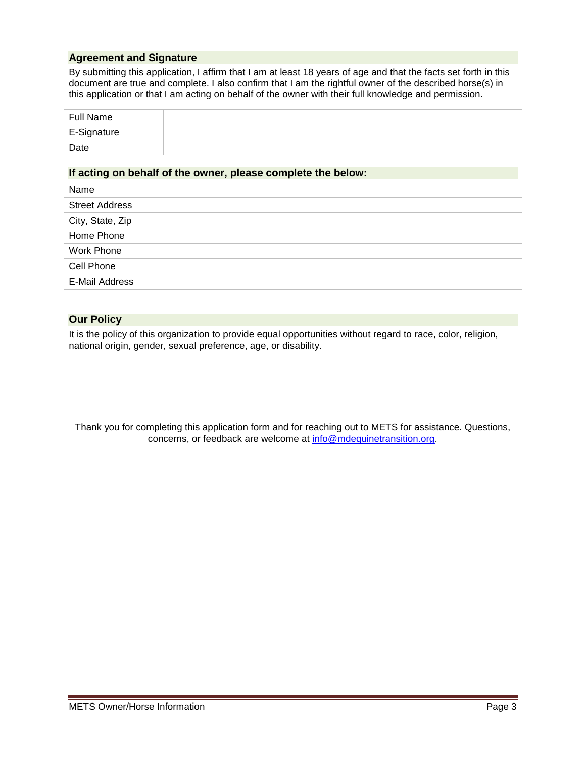## Agreement and Signature

By submitting this application, I affirm that I am at least 18 years of age and that the facts set forth in this document are true and complete. I also confirm that I am the rightful owner of the described horse(s) in this application or that I am acting on behalf of the owner with their full knowledge and permission.

| | |
|---|---|
| Full Name | |
| E-Signature | |
| Date | |

## If acting on behalf of the owner, please complete the below:

| | |
|---|---|
| Name | |
| Street Address | |
| City, State, Zip | |
| Home Phone | |
| Work Phone | |
| Cell Phone | |
| E-Mail Address | |

## Our Policy

It is the policy of this organization to provide equal opportunities without regard to race, color, religion, national origin, gender, sexual preference, age, or disability.

Thank you for completing this application form and for reaching out to METS for assistance. Questions, concerns, or feedback are welcome at info@mdequinetransition.org.